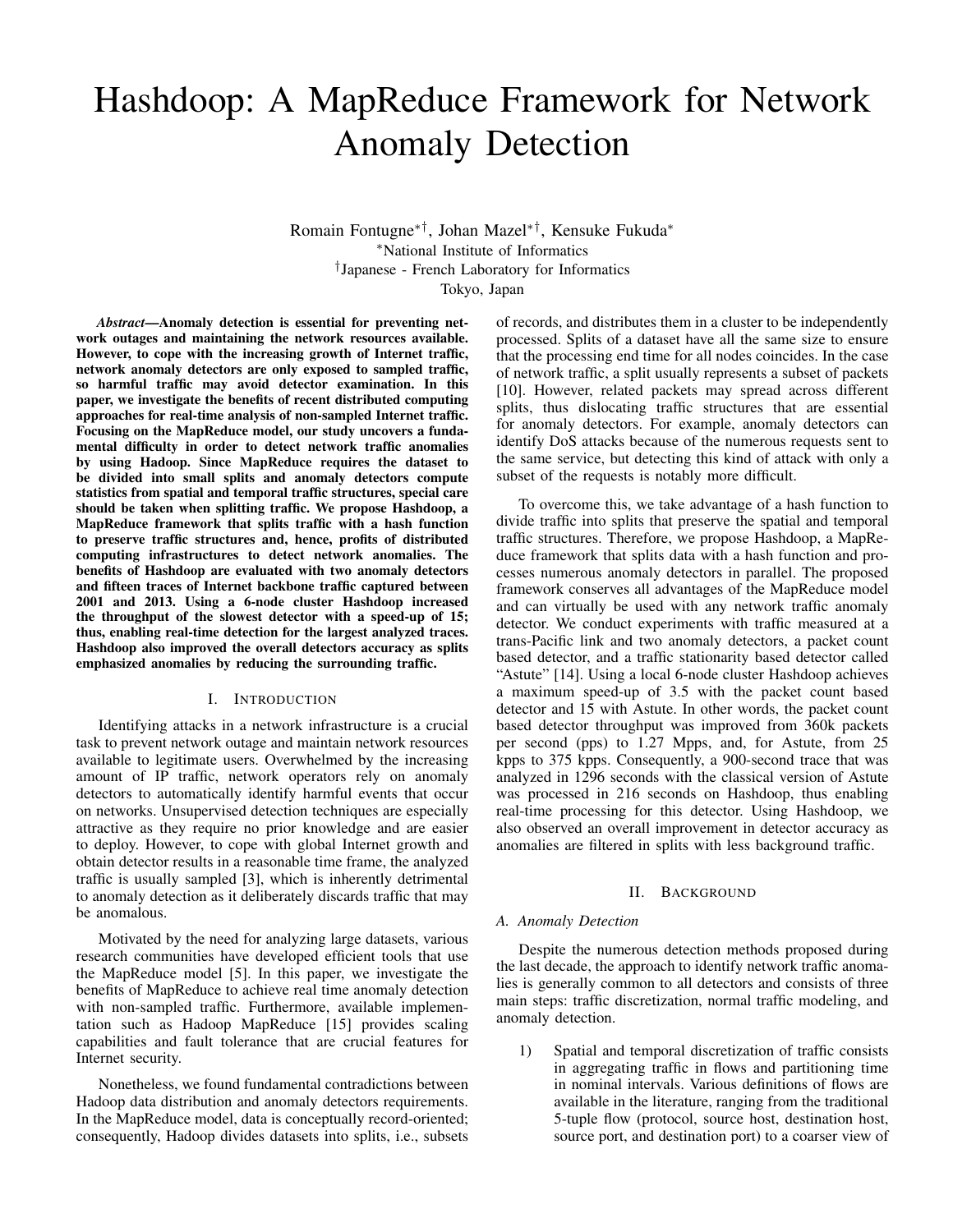// Hashdoop: A MapReduce Framework for Network Anomaly Detection

Romain Fontugne[*†], Johan Mazel[*†], Kensuke Fukuda[*]

[*]National Institute of Informatics

[†]Japanese - French Laboratory for Informatics

Tokyo, Japan

***Abstract*—Anomaly detection is essential for preventing network outages and maintaining the network resources available. However, to cope with the increasing growth of Internet traffic, network anomaly detectors are only exposed to sampled traffic, so harmful traffic may avoid detector examination. In this paper, we investigate the benefits of recent distributed computing approaches for real-time analysis of non-sampled Internet traffic. Focusing on the MapReduce model, our study uncovers a fundamental difficulty in order to detect network traffic anomalies by using Hadoop. Since MapReduce requires the dataset to be divided into small splits and anomaly detectors compute statistics from spatial and temporal traffic structures, special care should be taken when splitting traffic. We propose Hashdoop, a MapReduce framework that splits traffic with a hash function to preserve traffic structures and, hence, profits of distributed computing infrastructures to detect network anomalies. The benefits of Hashdoop are evaluated with two anomaly detectors and fifteen traces of Internet backbone traffic captured between 2001 and 2013. Using a 6-node cluster Hashdoop increased the throughput of the slowest detector with a speed-up of 15; thus, enabling real-time detection for the largest analyzed traces. Hashdoop also improved the overall detectors accuracy as splits emphasized anomalies by reducing the surrounding traffic.**

## I. Introduction

Identifying attacks in a network infrastructure is a crucial task to prevent network outage and maintain network resources available to legitimate users. Overwhelmed by the increasing amount of IP traffic, network operators rely on anomaly detectors to automatically identify harmful events that occur on networks. Unsupervised detection techniques are especially attractive as they require no prior knowledge and are easier to deploy. However, to cope with global Internet growth and obtain detector results in a reasonable time frame, the analyzed traffic is usually sampled [3], which is inherently detrimental to anomaly detection as it deliberately discards traffic that may be anomalous.

Motivated by the need for analyzing large datasets, various research communities have developed efficient tools that use the MapReduce model [5]. In this paper, we investigate the benefits of MapReduce to achieve real time anomaly detection with non-sampled traffic. Furthermore, available implementation such as Hadoop MapReduce [15] provides scaling capabilities and fault tolerance that are crucial features for Internet security.

Nonetheless, we found fundamental contradictions between Hadoop data distribution and anomaly detectors requirements. In the MapReduce model, data is conceptually record-oriented; consequently, Hadoop divides datasets into splits, i.e., subsets of records, and distributes them in a cluster to be independently processed. Splits of a dataset have all the same size to ensure that the processing end time for all nodes coincides. In the case of network traffic, a split usually represents a subset of packets [10]. However, related packets may spread across different splits, thus dislocating traffic structures that are essential for anomaly detectors. For example, anomaly detectors can identify DoS attacks because of the numerous requests sent to the same service, but detecting this kind of attack with only a subset of the requests is notably more difficult.

To overcome this, we take advantage of a hash function to divide traffic into splits that preserve the spatial and temporal traffic structures. Therefore, we propose Hashdoop, a MapReduce framework that splits data with a hash function and processes numerous anomaly detectors in parallel. The proposed framework conserves all advantages of the MapReduce model and can virtually be used with any network traffic anomaly detector. We conduct experiments with traffic measured at a trans-Pacific link and two anomaly detectors, a packet count based detector, and a traffic stationarity based detector called "Astute" [14]. Using a local 6-node cluster Hashdoop achieves a maximum speed-up of 3.5 with the packet count based detector and 15 with Astute. In other words, the packet count based detector throughput was improved from 360k packets per second (pps) to 1.27 Mpps, and, for Astute, from 25 kpps to 375 kpps. Consequently, a 900-second trace that was analyzed in 1296 seconds with the classical version of Astute was processed in 216 seconds on Hashdoop, thus enabling real-time processing for this detector. Using Hashdoop, we also observed an overall improvement in detector accuracy as anomalies are filtered in splits with less background traffic.

## II. Background

### A. Anomaly Detection

Despite the numerous detection methods proposed during the last decade, the approach to identify network traffic anomalies is generally common to all detectors and consists of three main steps: traffic discretization, normal traffic modeling, and anomaly detection.

1) Spatial and temporal discretization of traffic consists in aggregating traffic in flows and partitioning time in nominal intervals. Various definitions of flows are available in the literature, ranging from the traditional 5-tuple flow (protocol, source host, destination host, source port, and destination port) to a coarser view of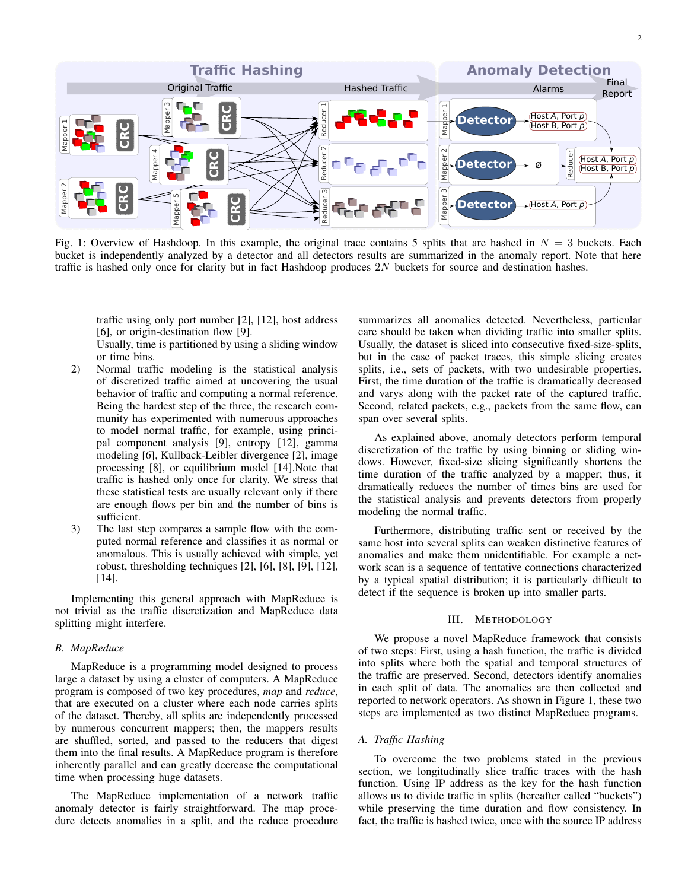Traffic Hashing

Original Traffic

Hashed Traffic

Anomaly Detection

Alarms

Final Report

Mapper 1

Mapper 2

Mapper 3

Mapper 4

Mapper 5

CRC

Reducer 1

Reducer 2

Reducer 3

Mapper 1

Mapper 2

Mapper 3

Detector

Host A, Port p

Host B, Port p

Ø

Reducer

Host A, Port p

Host B, Port p

Host A, Port p

Fig. 1: Overview of Hashdoop. In this example, the original trace contains 5 splits that are hashed in $N = 3$ buckets. Each bucket is independently analyzed by a detector and all detectors results are summarized in the anomaly report. Note that here traffic is hashed only once for clarity but in fact Hashdoop produces $2N$ buckets for source and destination hashes.

traffic using only port number [2], [12], host address [6], or origin-destination flow [9].
Usually, time is partitioned by using a sliding window or time bins.

2) Normal traffic modeling is the statistical analysis of discretized traffic aimed at uncovering the usual behavior of traffic and computing a normal reference. Being the hardest step of the three, the research community has experimented with numerous approaches to model normal traffic, for example, using principal component analysis [9], entropy [12], gamma modeling [6], Kullback-Leibler divergence [2], image processing [8], or equilibrium model [14].Note that traffic is hashed only once for clarity. We stress that these statistical tests are usually relevant only if there are enough flows per bin and the number of bins is sufficient.
3) The last step compares a sample flow with the computed normal reference and classifies it as normal or anomalous. This is usually achieved with simple, yet robust, thresholding techniques [2], [6], [8], [9], [12], [14].

Implementing this general approach with MapReduce is not trivial as the traffic discretization and MapReduce data splitting might interfere.

### B. MapReduce

MapReduce is a programming model designed to process large a dataset by using a cluster of computers. A MapReduce program is composed of two key procedures, *map* and *reduce*, that are executed on a cluster where each node carries splits of the dataset. Thereby, all splits are independently processed by numerous concurrent mappers; then, the mappers results are shuffled, sorted, and passed to the reducers that digest them into the final results. A MapReduce program is therefore inherently parallel and can greatly decrease the computational time when processing huge datasets.

The MapReduce implementation of a network traffic anomaly detector is fairly straightforward. The map procedure detects anomalies in a split, and the reduce procedure summarizes all anomalies detected. Nevertheless, particular care should be taken when dividing traffic into smaller splits. Usually, the dataset is sliced into consecutive fixed-size-splits, but in the case of packet traces, this simple slicing creates splits, i.e., sets of packets, with two undesirable properties. First, the time duration of the traffic is dramatically decreased and varys along with the packet rate of the captured traffic. Second, related packets, e.g., packets from the same flow, can span over several splits.

As explained above, anomaly detectors perform temporal discretization of the traffic by using binning or sliding windows. However, fixed-size slicing significantly shortens the time duration of the traffic analyzed by a mapper; thus, it dramatically reduces the number of times bins are used for the statistical analysis and prevents detectors from properly modeling the normal traffic.

Furthermore, distributing traffic sent or received by the same host into several splits can weaken distinctive features of anomalies and make them unidentifiable. For example a network scan is a sequence of tentative connections characterized by a typical spatial distribution; it is particularly difficult to detect if the sequence is broken up into smaller parts.

## III. Methodology

We propose a novel MapReduce framework that consists of two steps: First, using a hash function, the traffic is divided into splits where both the spatial and temporal structures of the traffic are preserved. Second, detectors identify anomalies in each split of data. The anomalies are then collected and reported to network operators. As shown in Figure 1, these two steps are implemented as two distinct MapReduce programs.

### A. Traffic Hashing

To overcome the two problems stated in the previous section, we longitudinally slice traffic traces with the hash function. Using IP address as the key for the hash function allows us to divide traffic in splits (hereafter called "buckets") while preserving the time duration and flow consistency. In fact, the traffic is hashed twice, once with the source IP address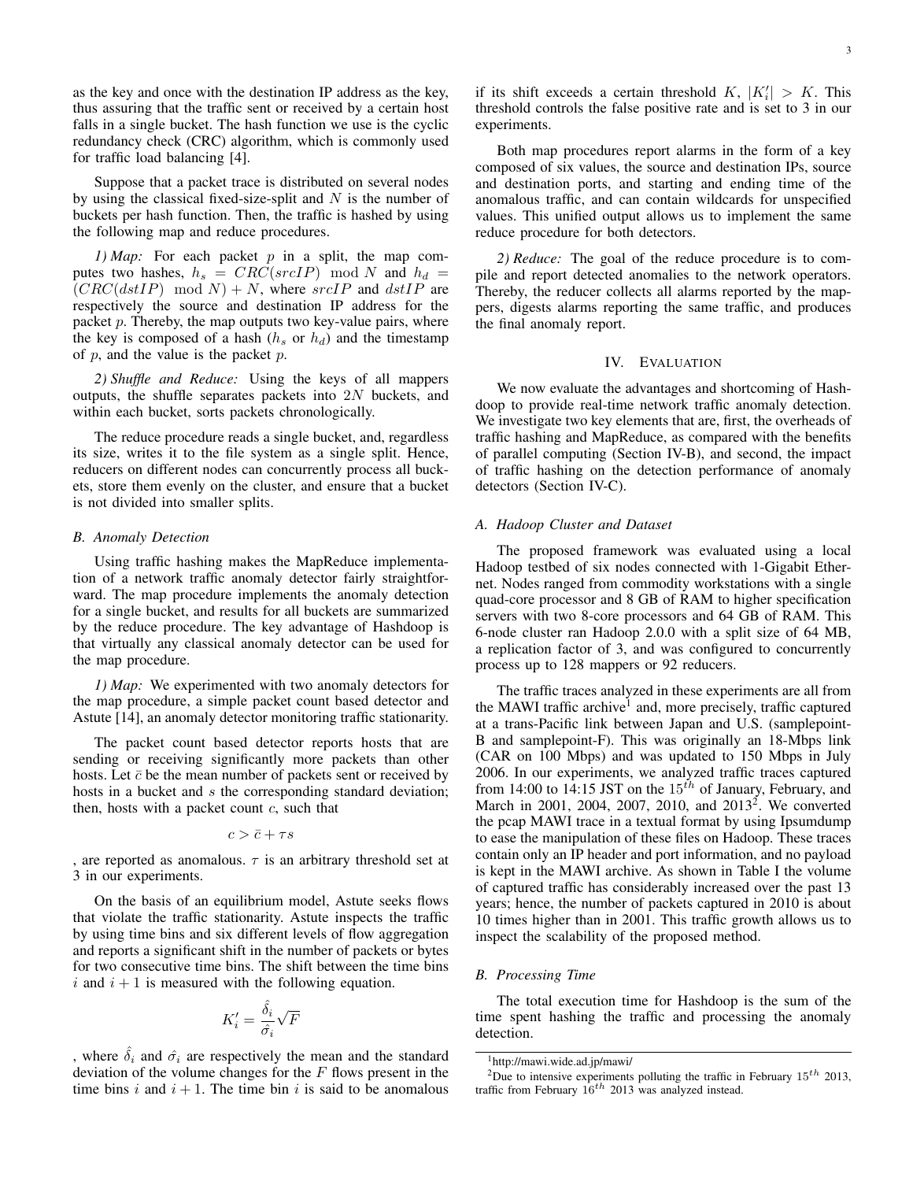as the key and once with the destination IP address as the key, thus assuring that the traffic sent or received by a certain host falls in a single bucket. The hash function we use is the cyclic redundancy check (CRC) algorithm, which is commonly used for traffic load balancing [4].

Suppose that a packet trace is distributed on several nodes by using the classical fixed-size-split and $N$ is the number of buckets per hash function. Then, the traffic is hashed by using the following map and reduce procedures.

*1) Map:* For each packet $p$ in a split, the map computes two hashes, $h_s = CRC(srcIP) \mod N$ and $h_d = (CRC(dstIP) \mod N) + N$, where $srcIP$ and $dstIP$ are respectively the source and destination IP address for the packet $p$. Thereby, the map outputs two key-value pairs, where the key is composed of a hash ($h_s$ or $h_d$) and the timestamp of $p$, and the value is the packet $p$.

*2) Shuffle and Reduce:* Using the keys of all mappers outputs, the shuffle separates packets into $2N$ buckets, and within each bucket, sorts packets chronologically.

The reduce procedure reads a single bucket, and, regardless its size, writes it to the file system as a single split. Hence, reducers on different nodes can concurrently process all buckets, store them evenly on the cluster, and ensure that a bucket is not divided into smaller splits.

### *B. Anomaly Detection*

Using traffic hashing makes the MapReduce implementation of a network traffic anomaly detector fairly straightforward. The map procedure implements the anomaly detection for a single bucket, and results for all buckets are summarized by the reduce procedure. The key advantage of Hashdoop is that virtually any classical anomaly detector can be used for the map procedure.

*1) Map:* We experimented with two anomaly detectors for the map procedure, a simple packet count based detector and Astute [14], an anomaly detector monitoring traffic stationarity.

The packet count based detector reports hosts that are sending or receiving significantly more packets than other hosts. Let $\bar{c}$ be the mean number of packets sent or received by hosts in a bucket and $s$ the corresponding standard deviation; then, hosts with a packet count $c$, such that

$$c > \bar{c} + \tau s$$

, are reported as anomalous. $\tau$ is an arbitrary threshold set at 3 in our experiments.

On the basis of an equilibrium model, Astute seeks flows that violate the traffic stationarity. Astute inspects the traffic by using time bins and six different levels of flow aggregation and reports a significant shift in the number of packets or bytes for two consecutive time bins. The shift between the time bins $i$ and $i+1$ is measured with the following equation.

$$K'_i = \frac{\hat{\delta}_i}{\hat{\sigma}_i}\sqrt{F}$$

, where $\hat{\delta}_i$ and $\hat{\sigma}_i$ are respectively the mean and the standard deviation of the volume changes for the $F$ flows present in the time bins $i$ and $i+1$. The time bin $i$ is said to be anomalous if its shift exceeds a certain threshold $K$, $|K'_i| > K$. This threshold controls the false positive rate and is set to 3 in our experiments.

Both map procedures report alarms in the form of a key composed of six values, the source and destination IPs, source and destination ports, and starting and ending time of the anomalous traffic, and can contain wildcards for unspecified values. This unified output allows us to implement the same reduce procedure for both detectors.

*2) Reduce:* The goal of the reduce procedure is to compile and report detected anomalies to the network operators. Thereby, the reducer collects all alarms reported by the mappers, digests alarms reporting the same traffic, and produces the final anomaly report.

## IV. Evaluation

We now evaluate the advantages and shortcoming of Hashdoop to provide real-time network traffic anomaly detection. We investigate two key elements that are, first, the overheads of traffic hashing and MapReduce, as compared with the benefits of parallel computing (Section IV-B), and second, the impact of traffic hashing on the detection performance of anomaly detectors (Section IV-C).

### *A. Hadoop Cluster and Dataset*

The proposed framework was evaluated using a local Hadoop testbed of six nodes connected with 1-Gigabit Ethernet. Nodes ranged from commodity workstations with a single quad-core processor and 8 GB of RAM to higher specification servers with two 8-core processors and 64 GB of RAM. This 6-node cluster ran Hadoop 2.0.0 with a split size of 64 MB, a replication factor of 3, and was configured to concurrently process up to 128 mappers or 92 reducers.

The traffic traces analyzed in these experiments are all from the MAWI traffic archive[1] and, more precisely, traffic captured at a trans-Pacific link between Japan and U.S. (samplepoint-B and samplepoint-F). This was originally an 18-Mbps link (CAR on 100 Mbps) and was updated to 150 Mbps in July 2006. In our experiments, we analyzed traffic traces captured from 14:00 to 14:15 JST on the $15^{th}$ of January, February, and March in 2001, 2004, 2007, 2010, and 2013[2]. We converted the pcap MAWI trace in a textual format by using Ipsumdump to ease the manipulation of these files on Hadoop. These traces contain only an IP header and port information, and no payload is kept in the MAWI archive. As shown in Table I the volume of captured traffic has considerably increased over the past 13 years; hence, the number of packets captured in 2010 is about 10 times higher than in 2001. This traffic growth allows us to inspect the scalability of the proposed method.

### *B. Processing Time*

The total execution time for Hashdoop is the sum of the time spent hashing the traffic and processing the anomaly detection.

[1] http://mawi.wide.ad.jp/mawi/

[2] Due to intensive experiments polluting the traffic in February $15^{th}$ 2013, traffic from February $16^{th}$ 2013 was analyzed instead.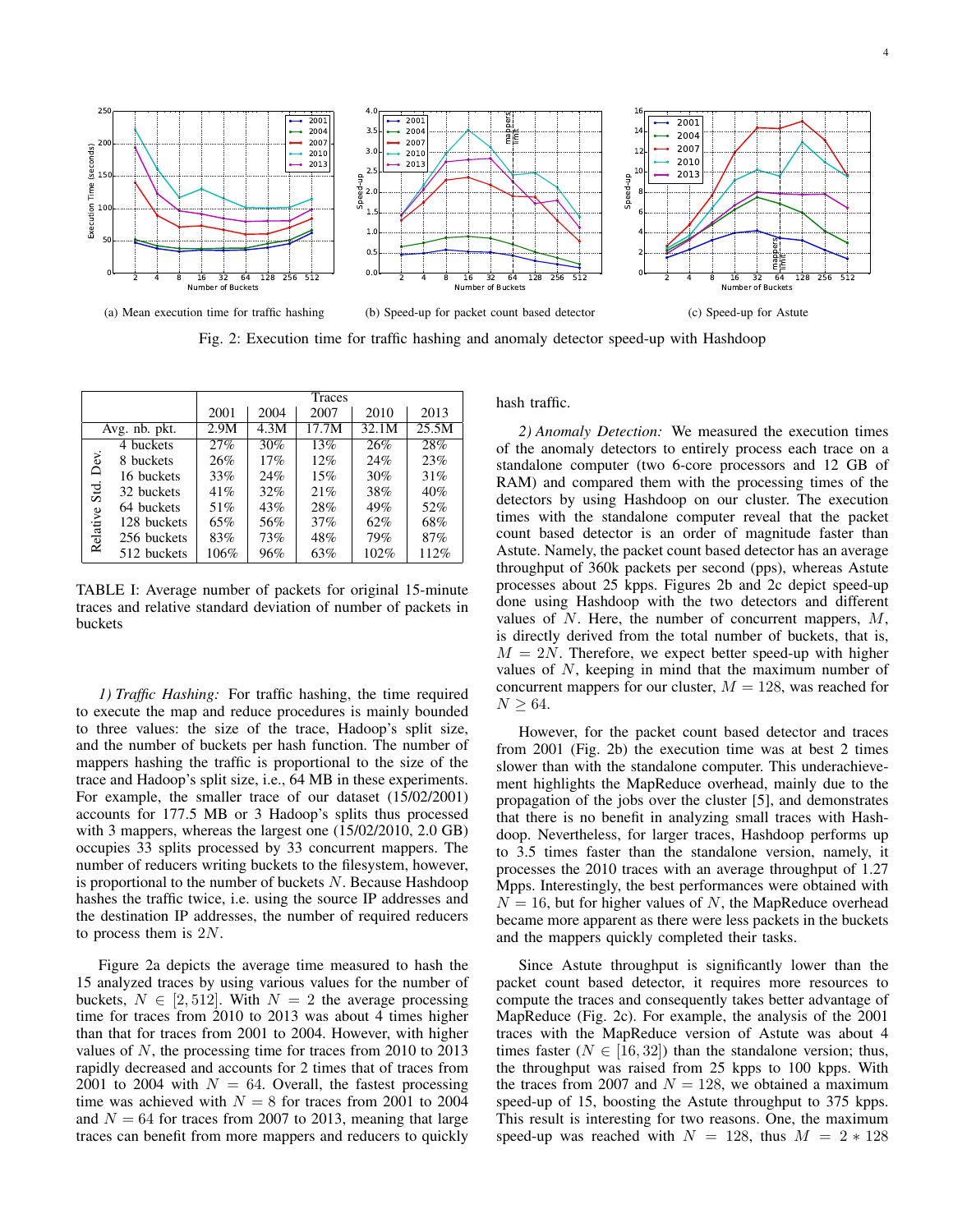(a) Mean execution time for traffic hashing

(b) Speed-up for packet count based detector

(c) Speed-up for Astute

Fig. 2: Execution time for traffic hashing and anomaly detector speed-up with Hashdoop

| | | Traces | | | | |
|---|---|---|---|---|---|---|
| | | 2001 | 2004 | 2007 | 2010 | 2013 |
| Avg. nb. pkt. | | 2.9M | 4.3M | 17.7M | 32.1M | 25.5M |
| Relative Std. Dev. | 4 buckets | 27% | 30% | 13% | 26% | 28% |
| | 8 buckets | 26% | 17% | 12% | 24% | 23% |
| | 16 buckets | 33% | 24% | 15% | 30% | 31% |
| | 32 buckets | 41% | 32% | 21% | 38% | 40% |
| | 64 buckets | 51% | 43% | 28% | 49% | 52% |
| | 128 buckets | 65% | 56% | 37% | 62% | 68% |
| | 256 buckets | 83% | 73% | 48% | 79% | 87% |
| | 512 buckets | 106% | 96% | 63% | 102% | 112% |

TABLE I: Average number of packets for original 15-minute traces and relative standard deviation of number of packets in buckets

*1) Traffic Hashing:* For traffic hashing, the time required to execute the map and reduce procedures is mainly bounded to three values: the size of the trace, Hadoop's split size, and the number of buckets per hash function. The number of mappers hashing the traffic is proportional to the size of the trace and Hadoop's split size, i.e., 64 MB in these experiments. For example, the smaller trace of our dataset (15/02/2001) accounts for 177.5 MB or 3 Hadoop's splits thus processed with 3 mappers, whereas the largest one (15/02/2010, 2.0 GB) occupies 33 splits processed by 33 concurrent mappers. The number of reducers writing buckets to the filesystem, however, is proportional to the number of buckets $N$. Because Hashdoop hashes the traffic twice, i.e. using the source IP addresses and the destination IP addresses, the number of required reducers to process them is $2N$.

Figure 2a depicts the average time measured to hash the 15 analyzed traces by using various values for the number of buckets, $N \in [2, 512]$. With $N = 2$ the average processing time for traces from 2010 to 2013 was about 4 times higher than that for traces from 2001 to 2004. However, with higher values of $N$, the processing time for traces from 2010 to 2013 rapidly decreased and accounts for 2 times that of traces from 2001 to 2004 with $N = 64$. Overall, the fastest processing time was achieved with $N = 8$ for traces from 2001 to 2004 and $N = 64$ for traces from 2007 to 2013, meaning that large traces can benefit from more mappers and reducers to quickly hash traffic.

*2) Anomaly Detection:* We measured the execution times of the anomaly detectors to entirely process each trace on a standalone computer (two 6-core processors and 12 GB of RAM) and compared them with the processing times of the detectors by using Hashdoop on our cluster. The execution times with the standalone computer reveal that the packet count based detector is an order of magnitude faster than Astute. Namely, the packet count based detector has an average throughput of 360k packets per second (pps), whereas Astute processes about 25 kpps. Figures 2b and 2c depict speed-up done using Hashdoop with the two detectors and different values of $N$. Here, the number of concurrent mappers, $M$, is directly derived from the total number of buckets, that is, $M = 2N$. Therefore, we expect better speed-up with higher values of $N$, keeping in mind that the maximum number of concurrent mappers for our cluster, $M = 128$, was reached for $N \geq 64$.

However, for the packet count based detector and traces from 2001 (Fig. 2b) the execution time was at best 2 times slower than with the standalone computer. This underachievement highlights the MapReduce overhead, mainly due to the propagation of the jobs over the cluster [5], and demonstrates that there is no benefit in analyzing small traces with Hashdoop. Nevertheless, for larger traces, Hashdoop performs up to 3.5 times faster than the standalone version, namely, it processes the 2010 traces with an average throughput of 1.27 Mpps. Interestingly, the best performances were obtained with $N = 16$, but for higher values of $N$, the MapReduce overhead became more apparent as there were less packets in the buckets and the mappers quickly completed their tasks.

Since Astute throughput is significantly lower than the packet count based detector, it requires more resources to compute the traces and consequently takes better advantage of MapReduce (Fig. 2c). For example, the analysis of the 2001 traces with the MapReduce version of Astute was about 4 times faster ($N \in [16, 32]$) than the standalone version; thus, the throughput was raised from 25 kpps to 100 kpps. With the traces from 2007 and $N = 128$, we obtained a maximum speed-up of 15, boosting the Astute throughput to 375 kpps. This result is interesting for two reasons. One, the maximum speed-up was reached with $N = 128$, thus $M = 2 * 128$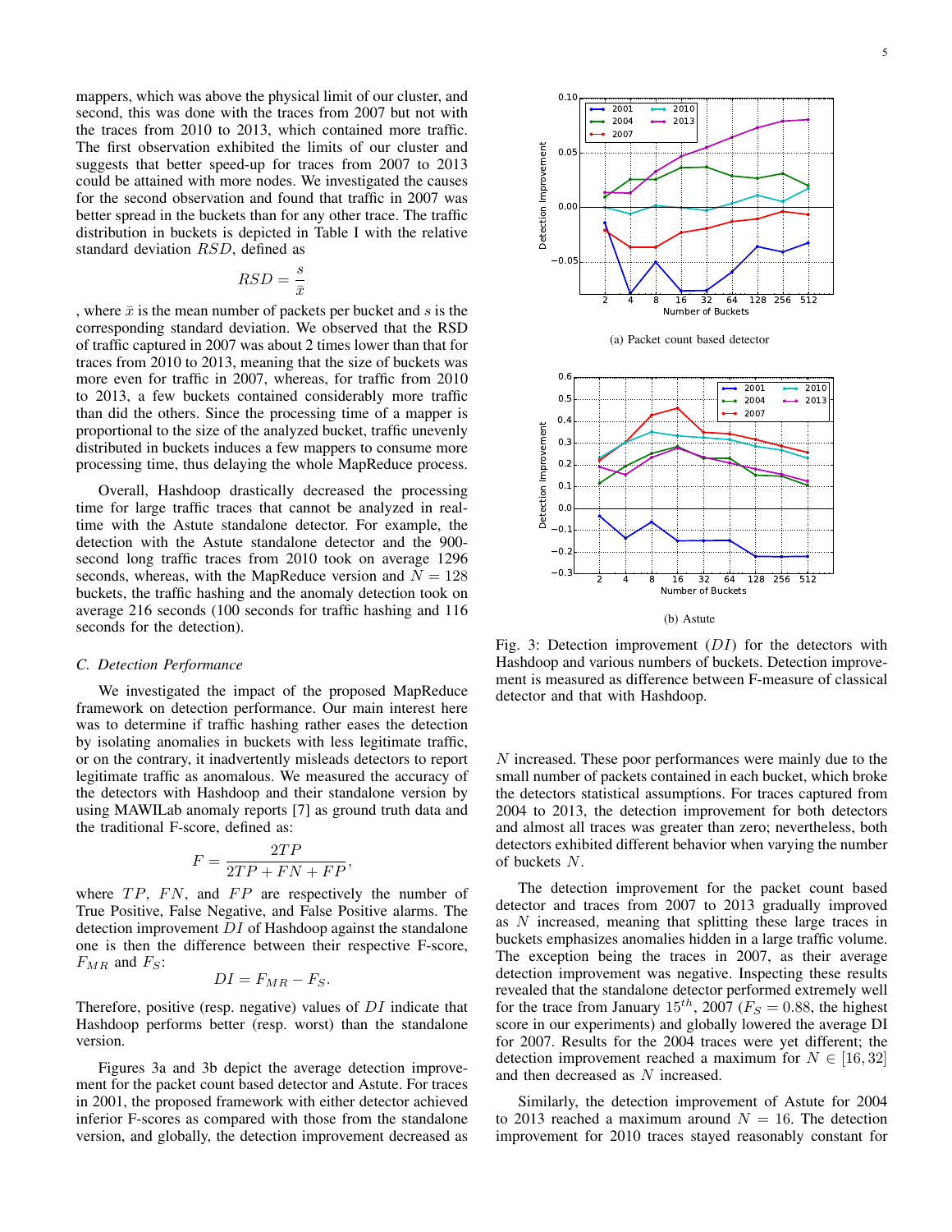mappers, which was above the physical limit of our cluster, and second, this was done with the traces from 2007 but not with the traces from 2010 to 2013, which contained more traffic. The first observation exhibited the limits of our cluster and suggests that better speed-up for traces from 2007 to 2013 could be attained with more nodes. We investigated the causes for the second observation and found that traffic in 2007 was better spread in the buckets than for any other trace. The traffic distribution in buckets is depicted in Table I with the relative standard deviation $RSD$, defined as

$$RSD = \frac{s}{\bar{x}}$$

, where $\bar{x}$ is the mean number of packets per bucket and $s$ is the corresponding standard deviation. We observed that the RSD of traffic captured in 2007 was about 2 times lower than that for traces from 2010 to 2013, meaning that the size of buckets was more even for traffic in 2007, whereas, for traffic from 2010 to 2013, a few buckets contained considerably more traffic than did the others. Since the processing time of a mapper is proportional to the size of the analyzed bucket, traffic unevenly distributed in buckets induces a few mappers to consume more processing time, thus delaying the whole MapReduce process.

Overall, Hashdoop drastically decreased the processing time for large traffic traces that cannot be analyzed in real-time with the Astute standalone detector. For example, the detection with the Astute standalone detector and the 900-second long traffic traces from 2010 took on average 1296 seconds, whereas, with the MapReduce version and $N = 128$ buckets, the traffic hashing and the anomaly detection took on average 216 seconds (100 seconds for traffic hashing and 116 seconds for the detection).

### C. Detection Performance

We investigated the impact of the proposed MapReduce framework on detection performance. Our main interest here was to determine if traffic hashing rather eases the detection by isolating anomalies in buckets with less legitimate traffic, or on the contrary, it inadvertently misleads detectors to report legitimate traffic as anomalous. We measured the accuracy of the detectors with Hashdoop and their standalone version by using MAWILab anomaly reports [7] as ground truth data and the traditional F-score, defined as:

$$F = \frac{2TP}{2TP + FN + FP},$$

where $TP$, $FN$, and $FP$ are respectively the number of True Positive, False Negative, and False Positive alarms. The detection improvement $DI$ of Hashdoop against the standalone one is then the difference between their respective F-score, $F_{MR}$ and $F_S$:

$$DI = F_{MR} - F_S.$$

Therefore, positive (resp. negative) values of $DI$ indicate that Hashdoop performs better (resp. worst) than the standalone version.

Figures 3a and 3b depict the average detection improvement for the packet count based detector and Astute. For traces in 2001, the proposed framework with either detector achieved inferior F-scores as compared with those from the standalone version, and globally, the detection improvement decreased as $N$ increased. These poor performances were mainly due to the small number of packets contained in each bucket, which broke the detectors statistical assumptions. For traces captured from 2004 to 2013, the detection improvement for both detectors and almost all traces was greater than zero; nevertheless, both detectors exhibited different behavior when varying the number of buckets $N$.

(a) Packet count based detector

(b) Astute

Fig. 3: Detection improvement ($DI$) for the detectors with Hashdoop and various numbers of buckets. Detection improvement is measured as difference between F-measure of classical detector and that with Hashdoop.

The detection improvement for the packet count based detector and traces from 2007 to 2013 gradually improved as $N$ increased, meaning that splitting these large traces in buckets emphasizes anomalies hidden in a large traffic volume. The exception being the traces in 2007, as their average detection improvement was negative. Inspecting these results revealed that the standalone detector performed extremely well for the trace from January $15^{th}$, 2007 ($F_S = 0.88$, the highest score in our experiments) and globally lowered the average DI for 2007. Results for the 2004 traces were yet different; the detection improvement reached a maximum for $N \in [16, 32]$ and then decreased as $N$ increased.

Similarly, the detection improvement of Astute for 2004 to 2013 reached a maximum around $N = 16$. The detection improvement for 2010 traces stayed reasonably constant for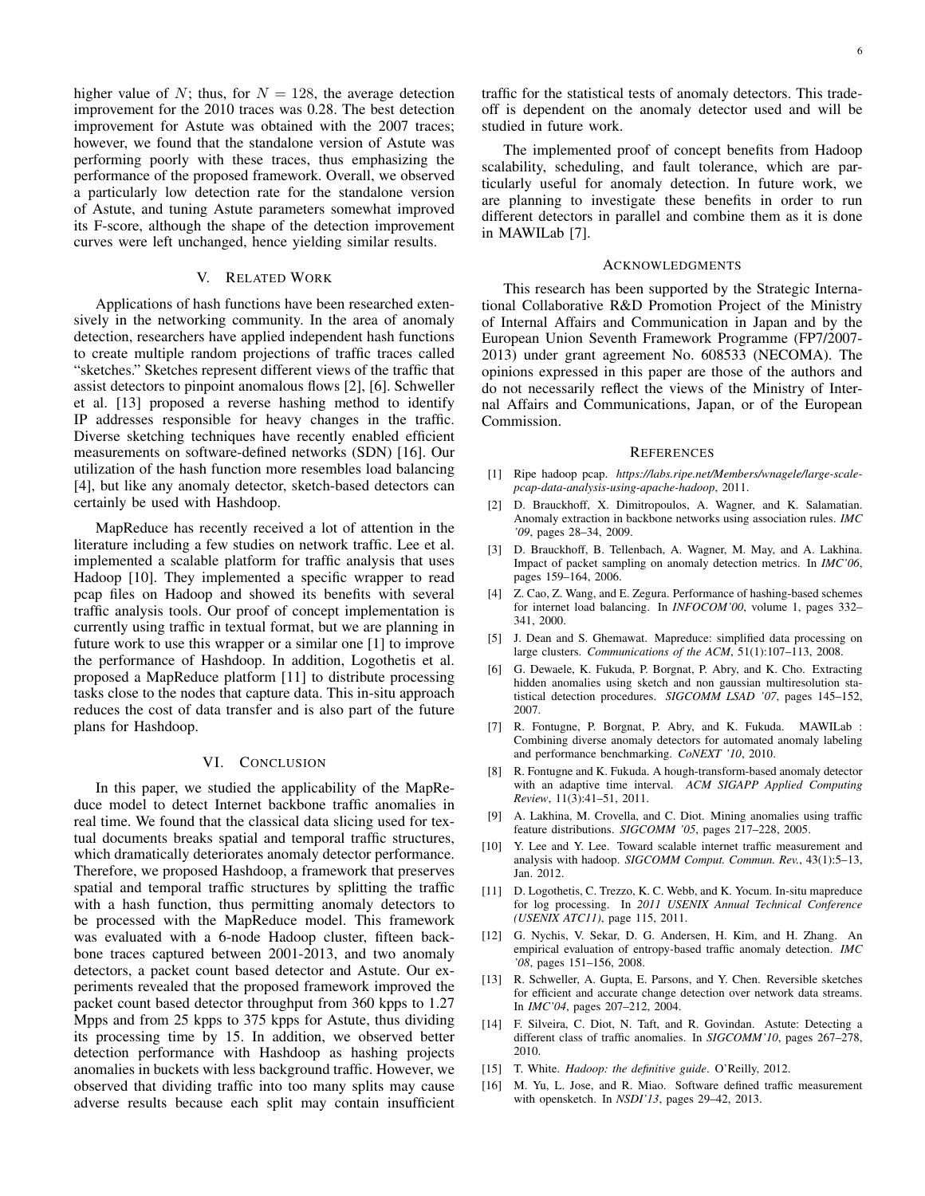higher value of $N$; thus, for $N = 128$, the average detection improvement for the 2010 traces was 0.28. The best detection improvement for Astute was obtained with the 2007 traces; however, we found that the standalone version of Astute was performing poorly with these traces, thus emphasizing the performance of the proposed framework. Overall, we observed a particularly low detection rate for the standalone version of Astute, and tuning Astute parameters somewhat improved its F-score, although the shape of the detection improvement curves were left unchanged, hence yielding similar results.

## V. Related Work

Applications of hash functions have been researched extensively in the networking community. In the area of anomaly detection, researchers have applied independent hash functions to create multiple random projections of traffic traces called "sketches." Sketches represent different views of the traffic that assist detectors to pinpoint anomalous flows [2], [6]. Schweller et al. [13] proposed a reverse hashing method to identify IP addresses responsible for heavy changes in the traffic. Diverse sketching techniques have recently enabled efficient measurements on software-defined networks (SDN) [16]. Our utilization of the hash function more resembles load balancing [4], but like any anomaly detector, sketch-based detectors can certainly be used with Hashdoop.

MapReduce has recently received a lot of attention in the literature including a few studies on network traffic. Lee et al. implemented a scalable platform for traffic analysis that uses Hadoop [10]. They implemented a specific wrapper to read pcap files on Hadoop and showed its benefits with several traffic analysis tools. Our proof of concept implementation is currently using traffic in textual format, but we are planning in future work to use this wrapper or a similar one [1] to improve the performance of Hashdoop. In addition, Logothetis et al. proposed a MapReduce platform [11] to distribute processing tasks close to the nodes that capture data. This in-situ approach reduces the cost of data transfer and is also part of the future plans for Hashdoop.

## VI. Conclusion

In this paper, we studied the applicability of the MapReduce model to detect Internet backbone traffic anomalies in real time. We found that the classical data slicing used for textual documents breaks spatial and temporal traffic structures, which dramatically deteriorates anomaly detector performance. Therefore, we proposed Hashdoop, a framework that preserves spatial and temporal traffic structures by splitting the traffic with a hash function, thus permitting anomaly detectors to be processed with the MapReduce model. This framework was evaluated with a 6-node Hadoop cluster, fifteen backbone traces captured between 2001-2013, and two anomaly detectors, a packet count based detector and Astute. Our experiments revealed that the proposed framework improved the packet count based detector throughput from 360 kpps to 1.27 Mpps and from 25 kpps to 375 kpps for Astute, thus dividing its processing time by 15. In addition, we observed better detection performance with Hashdoop as hashing projects anomalies in buckets with less background traffic. However, we observed that dividing traffic into too many splits may cause adverse results because each split may contain insufficient traffic for the statistical tests of anomaly detectors. This trade-off is dependent on the anomaly detector used and will be studied in future work.

The implemented proof of concept benefits from Hadoop scalability, scheduling, and fault tolerance, which are particularly useful for anomaly detection. In future work, we are planning to investigate these benefits in order to run different detectors in parallel and combine them as it is done in MAWILab [7].

## Acknowledgments

This research has been supported by the Strategic International Collaborative R&D Promotion Project of the Ministry of Internal Affairs and Communication in Japan and by the European Union Seventh Framework Programme (FP7/2007-2013) under grant agreement No. 608533 (NECOMA). The opinions expressed in this paper are those of the authors and do not necessarily reflect the views of the Ministry of Internal Affairs and Communications, Japan, or of the European Commission.

## References

[1] Ripe hadoop pcap. *https://labs.ripe.net/Members/wnagele/large-scale-pcap-data-analysis-using-apache-hadoop*, 2011.

[2] D. Brauckhoff, X. Dimitropoulos, A. Wagner, and K. Salamatian. Anomaly extraction in backbone networks using association rules. *IMC '09*, pages 28–34, 2009.

[3] D. Brauckhoff, B. Tellenbach, A. Wagner, M. May, and A. Lakhina. Impact of packet sampling on anomaly detection metrics. In *IMC'06*, pages 159–164, 2006.

[4] Z. Cao, Z. Wang, and E. Zegura. Performance of hashing-based schemes for internet load balancing. In *INFOCOM'00*, volume 1, pages 332–341, 2000.

[5] J. Dean and S. Ghemawat. Mapreduce: simplified data processing on large clusters. *Communications of the ACM*, 51(1):107–113, 2008.

[6] G. Dewaele, K. Fukuda, P. Borgnat, P. Abry, and K. Cho. Extracting hidden anomalies using sketch and non gaussian multiresolution statistical detection procedures. *SIGCOMM LSAD '07*, pages 145–152, 2007.

[7] R. Fontugne, P. Borgnat, P. Abry, and K. Fukuda. MAWILab : Combining diverse anomaly detectors for automated anomaly labeling and performance benchmarking. *CoNEXT '10*, 2010.

[8] R. Fontugne and K. Fukuda. A hough-transform-based anomaly detector with an adaptive time interval. *ACM SIGAPP Applied Computing Review*, 11(3):41–51, 2011.

[9] A. Lakhina, M. Crovella, and C. Diot. Mining anomalies using traffic feature distributions. *SIGCOMM '05*, pages 217–228, 2005.

[10] Y. Lee and Y. Lee. Toward scalable internet traffic measurement and analysis with hadoop. *SIGCOMM Comput. Commun. Rev.*, 43(1):5–13, Jan. 2012.

[11] D. Logothetis, C. Trezzo, K. C. Webb, and K. Yocum. In-situ mapreduce for log processing. In *2011 USENIX Annual Technical Conference (USENIX ATC11)*, page 115, 2011.

[12] G. Nychis, V. Sekar, D. G. Andersen, H. Kim, and H. Zhang. An empirical evaluation of entropy-based traffic anomaly detection. *IMC '08*, pages 151–156, 2008.

[13] R. Schweller, A. Gupta, E. Parsons, and Y. Chen. Reversible sketches for efficient and accurate change detection over network data streams. In *IMC'04*, pages 207–212, 2004.

[14] F. Silveira, C. Diot, N. Taft, and R. Govindan. Astute: Detecting a different class of traffic anomalies. In *SIGCOMM'10*, pages 267–278, 2010.

[15] T. White. *Hadoop: the definitive guide*. O'Reilly, 2012.

[16] M. Yu, L. Jose, and R. Miao. Software defined traffic measurement with opensketch. In *NSDI'13*, pages 29–42, 2013.